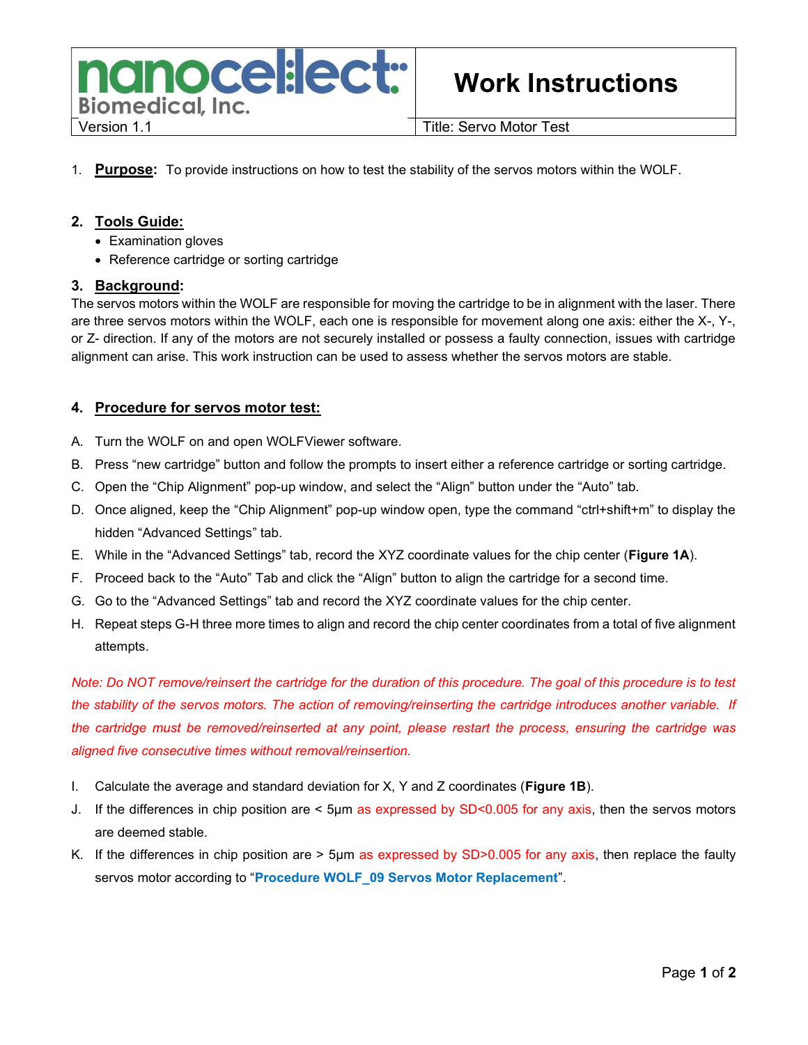| nanocellect Biomedical, Inc. | **Work Instructions** |
| --- | --- |
| Version 1.1 | Title: Servo Motor Test |

1. **Purpose:** To provide instructions on how to test the stability of the servos motors within the WOLF.

## 2. Tools Guide:

- Examination gloves
- Reference cartridge or sorting cartridge

## 3. Background:

The servos motors within the WOLF are responsible for moving the cartridge to be in alignment with the laser. There are three servos motors within the WOLF, each one is responsible for movement along one axis: either the X-, Y-, or Z- direction. If any of the motors are not securely installed or possess a faulty connection, issues with cartridge alignment can arise. This work instruction can be used to assess whether the servos motors are stable.

## 4. Procedure for servos motor test:

A. Turn the WOLF on and open WOLFViewer software.

B. Press "new cartridge" button and follow the prompts to insert either a reference cartridge or sorting cartridge.

C. Open the "Chip Alignment" pop-up window, and select the "Align" button under the "Auto" tab.

D. Once aligned, keep the "Chip Alignment" pop-up window open, type the command "ctrl+shift+m" to display the hidden "Advanced Settings" tab.

E. While in the "Advanced Settings" tab, record the XYZ coordinate values for the chip center (**Figure 1A**).

F. Proceed back to the "Auto" Tab and click the "Align" button to align the cartridge for a second time.

G. Go to the "Advanced Settings" tab and record the XYZ coordinate values for the chip center.

H. Repeat steps G-H three more times to align and record the chip center coordinates from a total of five alignment attempts.

*Note: Do NOT remove/reinsert the cartridge for the duration of this procedure. The goal of this procedure is to test the stability of the servos motors. The action of removing/reinserting the cartridge introduces another variable. If the cartridge must be removed/reinserted at any point, please restart the process, ensuring the cartridge was aligned five consecutive times without removal/reinsertion.*

I. Calculate the average and standard deviation for X, Y and Z coordinates (**Figure 1B**).

J. If the differences in chip position are < 5μm as expressed by SD<0.005 for any axis, then the servos motors are deemed stable.

K. If the differences in chip position are > 5μm as expressed by SD>0.005 for any axis, then replace the faulty servos motor according to "**Procedure WOLF_09 Servos Motor Replacement**".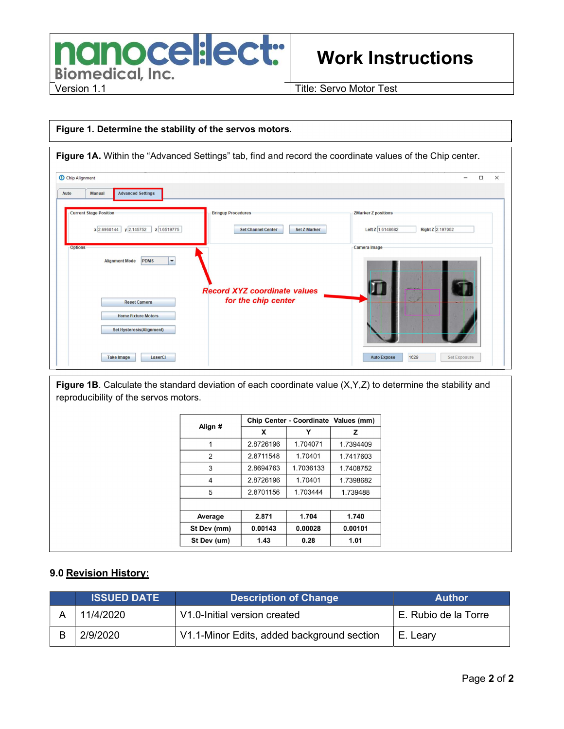**Figure 1. Determine the stability of the servos motors.**

**Figure 1A.** Within the "Advanced Settings" tab, find and record the coordinate values of the Chip center.

**Figure 1B**. Calculate the standard deviation of each coordinate value (X,Y,Z) to determine the stability and reproducibility of the servos motors.

| Align # | Chip Center - Coordinate Values (mm) | | |
|---|---|---|---|
| | X | Y | Z |
| 1 | 2.8726196 | 1.704071 | 1.7394409 |
| 2 | 2.8711548 | 1.70401 | 1.7417603 |
| 3 | 2.8694763 | 1.7036133 | 1.7408752 |
| 4 | 2.8726196 | 1.70401 | 1.7398682 |
| 5 | 2.8701156 | 1.703444 | 1.739488 |
| | | | |
| **Average** | **2.871** | **1.704** | **1.740** |
| **St Dev (mm)** | **0.00143** | **0.00028** | **0.00101** |
| **St Dev (um)** | **1.43** | **0.28** | **1.01** |

## 9.0 Revision History:

| | ISSUED DATE | Description of Change | Author |
|---|---|---|---|
| A | 11/4/2020 | V1.0-Initial version created | E. Rubio de la Torre |
| B | 2/9/2020 | V1.1-Minor Edits, added background section | E. Leary |